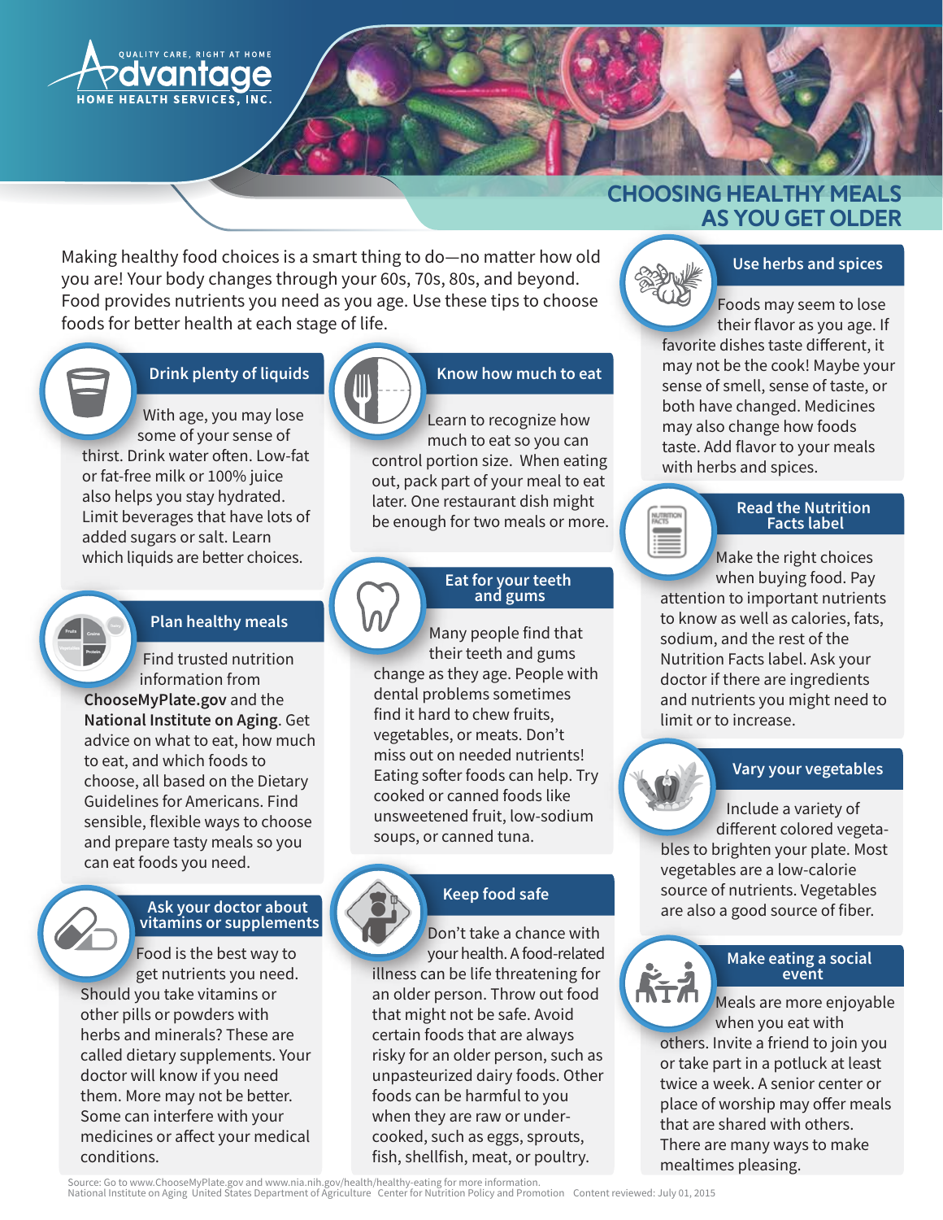Advantage Home Health Services, Inc. — Quality Care, Right at Home

# CHOOSING HEALTHY MEALS AS YOU GET OLDER

Making healthy food choices is a smart thing to do—no matter how old you are! Your body changes through your 60s, 70s, 80s, and beyond. Food provides nutrients you need as you age. Use these tips to choose foods for better health at each stage of life.

## Drink plenty of liquids

With age, you may lose some of your sense of thirst. Drink water often. Low-fat or fat-free milk or 100% juice also helps you stay hydrated. Limit beverages that have lots of added sugars or salt. Learn which liquids are better choices.

## Plan healthy meals

Find trusted nutrition information from **ChooseMyPlate.gov** and the **National Institute on Aging**. Get advice on what to eat, how much to eat, and which foods to choose, all based on the Dietary Guidelines for Americans. Find sensible, flexible ways to choose and prepare tasty meals so you can eat foods you need.

## Ask your doctor about vitamins or supplements

Food is the best way to get nutrients you need. Should you take vitamins or other pills or powders with herbs and minerals? These are called dietary supplements. Your doctor will know if you need them. More may not be better. Some can interfere with your medicines or affect your medical conditions.

## Know how much to eat

Learn to recognize how much to eat so you can control portion size. When eating out, pack part of your meal to eat later. One restaurant dish might be enough for two meals or more.

## Eat for your teeth and gums

Many people find that their teeth and gums change as they age. People with dental problems sometimes find it hard to chew fruits, vegetables, or meats. Don't miss out on needed nutrients! Eating softer foods can help. Try cooked or canned foods like unsweetened fruit, low-sodium soups, or canned tuna.

## Keep food safe

Don't take a chance with your health. A food-related illness can be life threatening for an older person. Throw out food that might not be safe. Avoid certain foods that are always risky for an older person, such as unpasteurized dairy foods. Other foods can be harmful to you when they are raw or under-cooked, such as eggs, sprouts, fish, shellfish, meat, or poultry.

## Use herbs and spices

Foods may seem to lose their flavor as you age. If favorite dishes taste different, it may not be the cook! Maybe your sense of smell, sense of taste, or both have changed. Medicines may also change how foods taste. Add flavor to your meals with herbs and spices.

## Read the Nutrition Facts label

Make the right choices when buying food. Pay attention to important nutrients to know as well as calories, fats, sodium, and the rest of the Nutrition Facts label. Ask your doctor if there are ingredients and nutrients you might need to limit or to increase.

## Vary your vegetables

Include a variety of different colored vegetables to brighten your plate. Most vegetables are a low-calorie source of nutrients. Vegetables are also a good source of fiber.

## Make eating a social event

Meals are more enjoyable when you eat with others. Invite a friend to join you or take part in a potluck at least twice a week. A senior center or place of worship may offer meals that are shared with others. There are many ways to make mealtimes pleasing.

Source: Go to www.ChooseMyPlate.gov and www.nia.nih.gov/health/healthy-eating for more information.
National Institute on Aging United States Department of Agriculture Center for Nutrition Policy and Promotion Content reviewed: July 01, 2015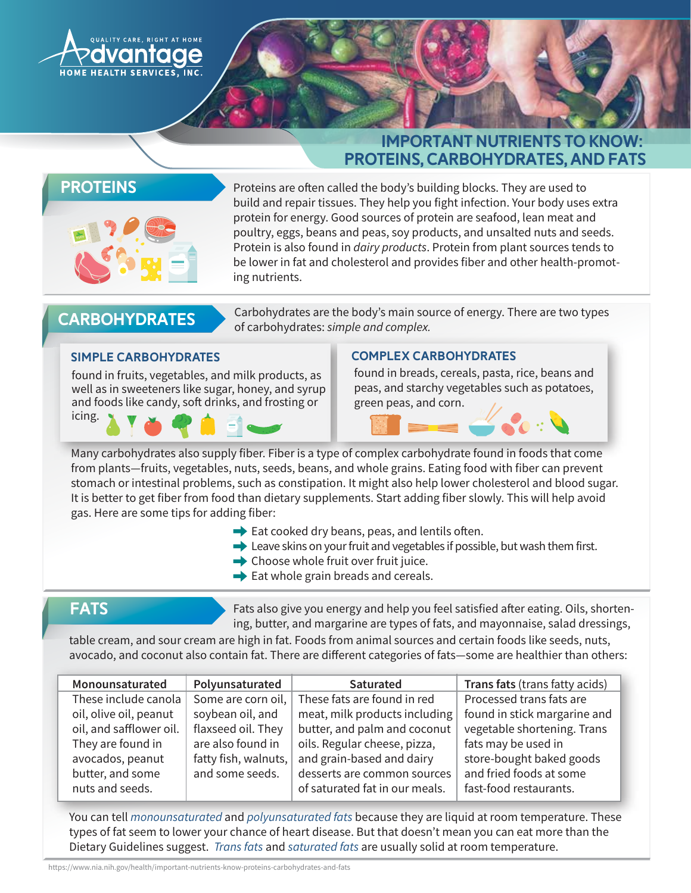QUALITY CARE, RIGHT AT HOME

Advantage

HOME HEALTH SERVICES, INC.

# IMPORTANT NUTRIENTS TO KNOW: PROTEINS, CARBOHYDRATES, AND FATS

## PROTEINS

Proteins are often called the body's building blocks. They are used to build and repair tissues. They help you fight infection. Your body uses extra protein for energy. Good sources of protein are seafood, lean meat and poultry, eggs, beans and peas, soy products, and unsalted nuts and seeds. Protein is also found in *dairy products*. Protein from plant sources tends to be lower in fat and cholesterol and provides fiber and other health-promoting nutrients.

## CARBOHYDRATES

Carbohydrates are the body's main source of energy. There are two types of carbohydrates: *simple and complex.*

### SIMPLE CARBOHYDRATES

found in fruits, vegetables, and milk products, as well as in sweeteners like sugar, honey, and syrup and foods like candy, soft drinks, and frosting or icing.

### COMPLEX CARBOHYDRATES

found in breads, cereals, pasta, rice, beans and peas, and starchy vegetables such as potatoes, green peas, and corn.

Many carbohydrates also supply fiber. Fiber is a type of complex carbohydrate found in foods that come from plants—fruits, vegetables, nuts, seeds, beans, and whole grains. Eating food with fiber can prevent stomach or intestinal problems, such as constipation. It might also help lower cholesterol and blood sugar. It is better to get fiber from food than dietary supplements. Start adding fiber slowly. This will help avoid gas. Here are some tips for adding fiber:

- Eat cooked dry beans, peas, and lentils often.
- Leave skins on your fruit and vegetables if possible, but wash them first.
- Choose whole fruit over fruit juice.
- Eat whole grain breads and cereals.

## FATS

Fats also give you energy and help you feel satisfied after eating. Oils, shortening, butter, and margarine are types of fats, and mayonnaise, salad dressings, table cream, and sour cream are high in fat. Foods from animal sources and certain foods like seeds, nuts, avocado, and coconut also contain fat. There are different categories of fats—some are healthier than others:

| Monounsaturated | Polyunsaturated | Saturated | Trans fats (trans fatty acids) |
|---|---|---|---|
| These include canola oil, olive oil, peanut oil, and safflower oil. They are found in avocados, peanut butter, and some nuts and seeds. | Some are corn oil, soybean oil, and flaxseed oil. They are also found in fatty fish, walnuts, and some seeds. | These fats are found in red meat, milk products including butter, and palm and coconut oils. Regular cheese, pizza, and grain-based and dairy desserts are common sources of saturated fat in our meals. | Processed trans fats are found in stick margarine and vegetable shortening. Trans fats may be used in store-bought baked goods and fried foods at some fast-food restaurants. |

You can tell *monounsaturated* and *polyunsaturated fats* because they are liquid at room temperature. These types of fat seem to lower your chance of heart disease. But that doesn't mean you can eat more than the Dietary Guidelines suggest. *Trans fats* and *saturated fats* are usually solid at room temperature.

https://www.nia.nih.gov/health/important-nutrients-know-proteins-carbohydrates-and-fats